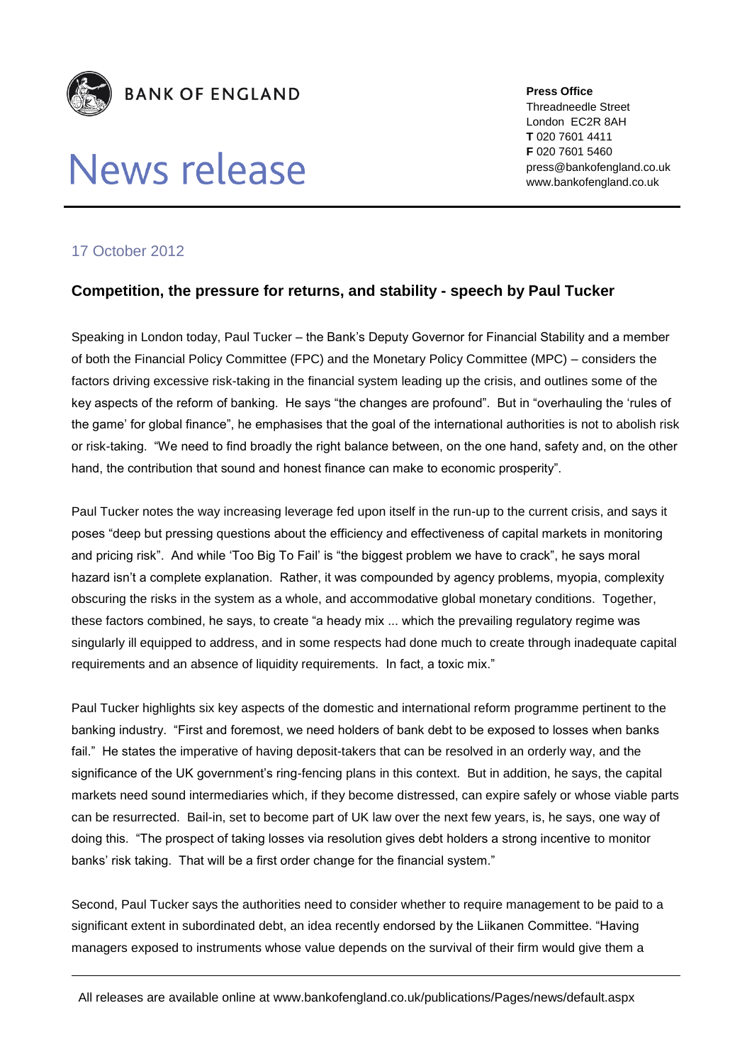**BANK OF ENGLAND**

# News release

**Press Office**
Threadneedle Street
London EC2R 8AH
**T** 020 7601 4411
**F** 020 7601 5460
press@bankofengland.co.uk
www.bankofengland.co.uk

17 October 2012

## Competition, the pressure for returns, and stability - speech by Paul Tucker

Speaking in London today, Paul Tucker – the Bank's Deputy Governor for Financial Stability and a member of both the Financial Policy Committee (FPC) and the Monetary Policy Committee (MPC) – considers the factors driving excessive risk-taking in the financial system leading up the crisis, and outlines some of the key aspects of the reform of banking. He says "the changes are profound". But in "overhauling the 'rules of the game' for global finance", he emphasises that the goal of the international authorities is not to abolish risk or risk-taking. "We need to find broadly the right balance between, on the one hand, safety and, on the other hand, the contribution that sound and honest finance can make to economic prosperity".

Paul Tucker notes the way increasing leverage fed upon itself in the run-up to the current crisis, and says it poses "deep but pressing questions about the efficiency and effectiveness of capital markets in monitoring and pricing risk". And while 'Too Big To Fail' is "the biggest problem we have to crack", he says moral hazard isn't a complete explanation. Rather, it was compounded by agency problems, myopia, complexity obscuring the risks in the system as a whole, and accommodative global monetary conditions. Together, these factors combined, he says, to create "a heady mix ... which the prevailing regulatory regime was singularly ill equipped to address, and in some respects had done much to create through inadequate capital requirements and an absence of liquidity requirements. In fact, a toxic mix."

Paul Tucker highlights six key aspects of the domestic and international reform programme pertinent to the banking industry. "First and foremost, we need holders of bank debt to be exposed to losses when banks fail." He states the imperative of having deposit-takers that can be resolved in an orderly way, and the significance of the UK government's ring-fencing plans in this context. But in addition, he says, the capital markets need sound intermediaries which, if they become distressed, can expire safely or whose viable parts can be resurrected. Bail-in, set to become part of UK law over the next few years, is, he says, one way of doing this. "The prospect of taking losses via resolution gives debt holders a strong incentive to monitor banks' risk taking. That will be a first order change for the financial system."

Second, Paul Tucker says the authorities need to consider whether to require management to be paid to a significant extent in subordinated debt, an idea recently endorsed by the Liikanen Committee. "Having managers exposed to instruments whose value depends on the survival of their firm would give them a

All releases are available online at www.bankofengland.co.uk/publications/Pages/news/default.aspx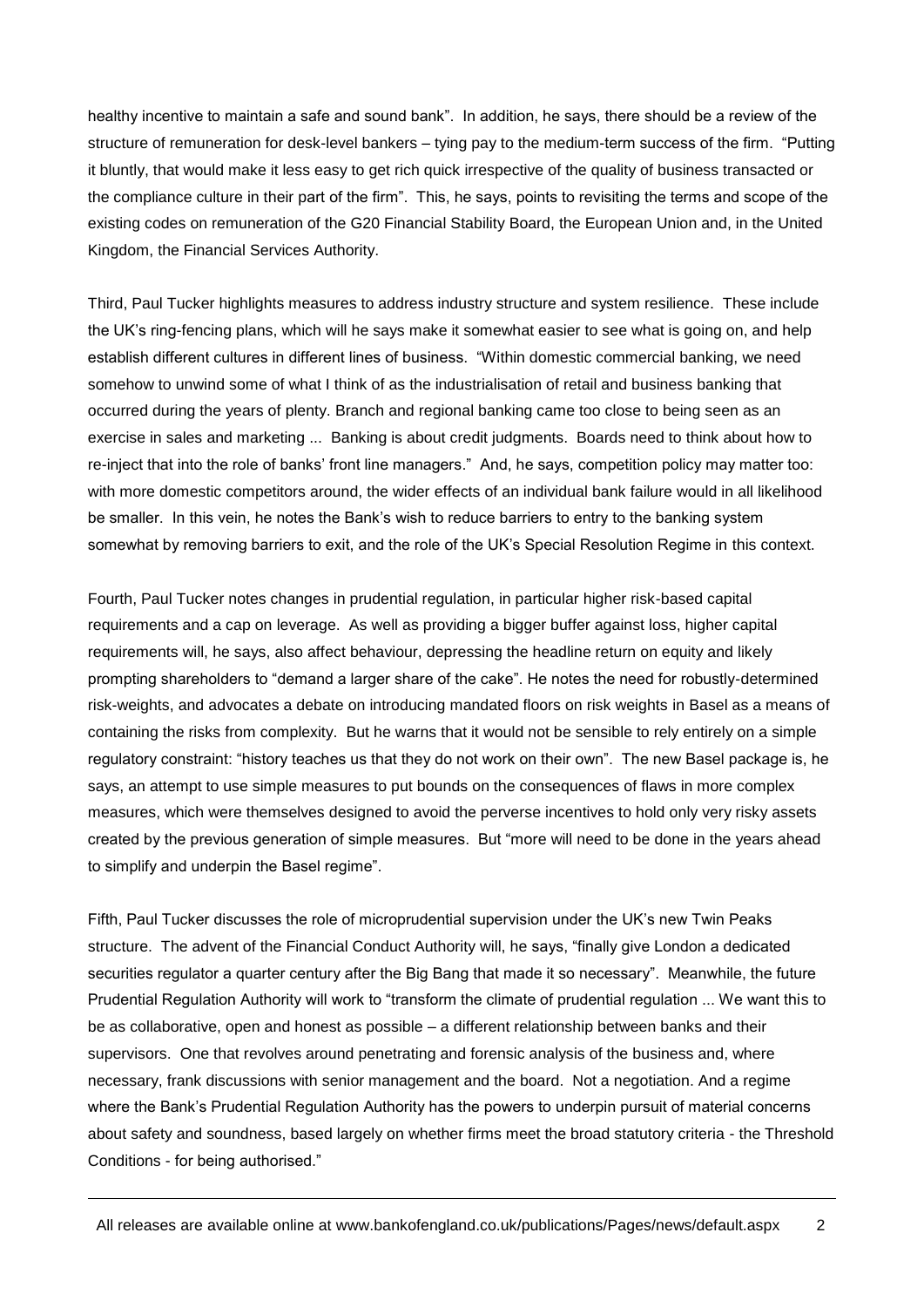healthy incentive to maintain a safe and sound bank". In addition, he says, there should be a review of the structure of remuneration for desk-level bankers – tying pay to the medium-term success of the firm. "Putting it bluntly, that would make it less easy to get rich quick irrespective of the quality of business transacted or the compliance culture in their part of the firm". This, he says, points to revisiting the terms and scope of the existing codes on remuneration of the G20 Financial Stability Board, the European Union and, in the United Kingdom, the Financial Services Authority.

Third, Paul Tucker highlights measures to address industry structure and system resilience. These include the UK's ring-fencing plans, which will he says make it somewhat easier to see what is going on, and help establish different cultures in different lines of business. "Within domestic commercial banking, we need somehow to unwind some of what I think of as the industrialisation of retail and business banking that occurred during the years of plenty. Branch and regional banking came too close to being seen as an exercise in sales and marketing ... Banking is about credit judgments. Boards need to think about how to re-inject that into the role of banks' front line managers." And, he says, competition policy may matter too: with more domestic competitors around, the wider effects of an individual bank failure would in all likelihood be smaller. In this vein, he notes the Bank's wish to reduce barriers to entry to the banking system somewhat by removing barriers to exit, and the role of the UK's Special Resolution Regime in this context.

Fourth, Paul Tucker notes changes in prudential regulation, in particular higher risk-based capital requirements and a cap on leverage. As well as providing a bigger buffer against loss, higher capital requirements will, he says, also affect behaviour, depressing the headline return on equity and likely prompting shareholders to "demand a larger share of the cake". He notes the need for robustly-determined risk-weights, and advocates a debate on introducing mandated floors on risk weights in Basel as a means of containing the risks from complexity. But he warns that it would not be sensible to rely entirely on a simple regulatory constraint: "history teaches us that they do not work on their own". The new Basel package is, he says, an attempt to use simple measures to put bounds on the consequences of flaws in more complex measures, which were themselves designed to avoid the perverse incentives to hold only very risky assets created by the previous generation of simple measures. But "more will need to be done in the years ahead to simplify and underpin the Basel regime".

Fifth, Paul Tucker discusses the role of microprudential supervision under the UK's new Twin Peaks structure. The advent of the Financial Conduct Authority will, he says, "finally give London a dedicated securities regulator a quarter century after the Big Bang that made it so necessary". Meanwhile, the future Prudential Regulation Authority will work to "transform the climate of prudential regulation ... We want this to be as collaborative, open and honest as possible – a different relationship between banks and their supervisors. One that revolves around penetrating and forensic analysis of the business and, where necessary, frank discussions with senior management and the board. Not a negotiation. And a regime where the Bank's Prudential Regulation Authority has the powers to underpin pursuit of material concerns about safety and soundness, based largely on whether firms meet the broad statutory criteria - the Threshold Conditions - for being authorised."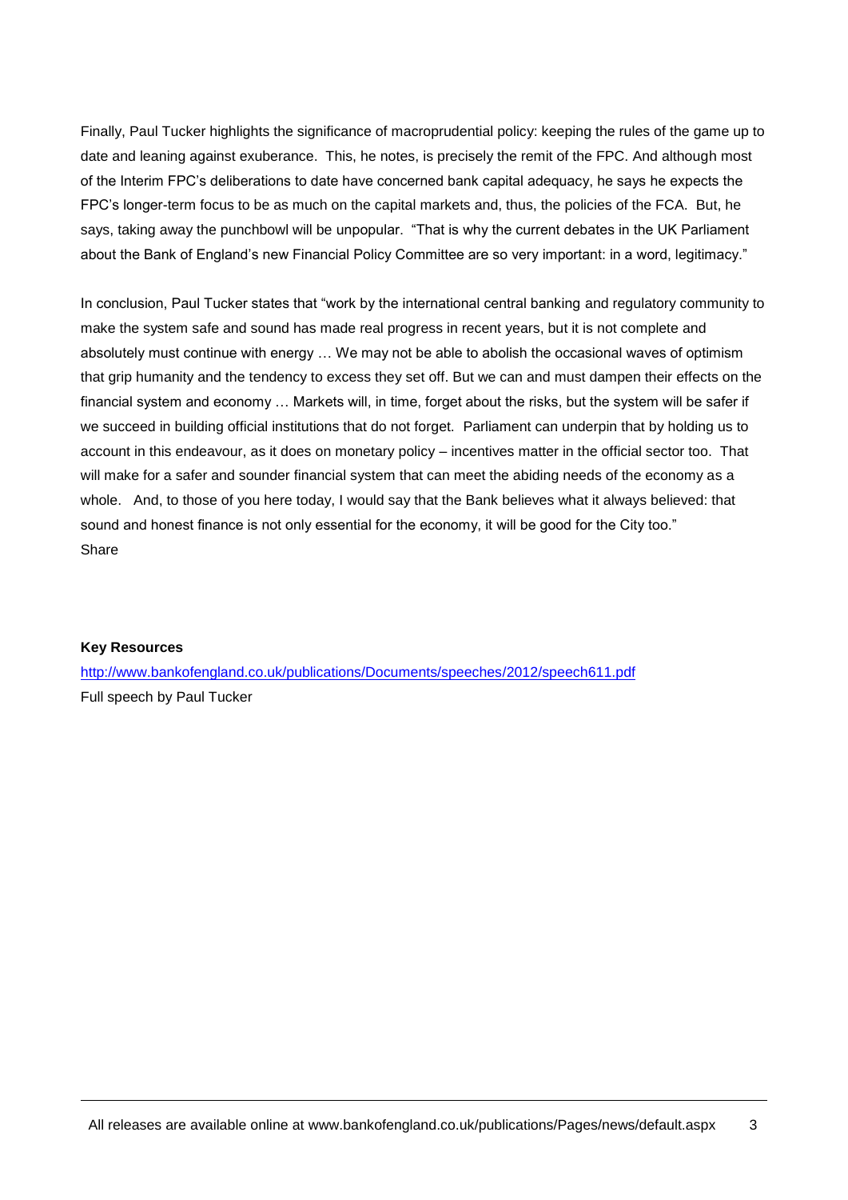Finally, Paul Tucker highlights the significance of macroprudential policy: keeping the rules of the game up to date and leaning against exuberance. This, he notes, is precisely the remit of the FPC. And although most of the Interim FPC's deliberations to date have concerned bank capital adequacy, he says he expects the FPC's longer-term focus to be as much on the capital markets and, thus, the policies of the FCA. But, he says, taking away the punchbowl will be unpopular. "That is why the current debates in the UK Parliament about the Bank of England's new Financial Policy Committee are so very important: in a word, legitimacy."

In conclusion, Paul Tucker states that "work by the international central banking and regulatory community to make the system safe and sound has made real progress in recent years, but it is not complete and absolutely must continue with energy … We may not be able to abolish the occasional waves of optimism that grip humanity and the tendency to excess they set off. But we can and must dampen their effects on the financial system and economy … Markets will, in time, forget about the risks, but the system will be safer if we succeed in building official institutions that do not forget. Parliament can underpin that by holding us to account in this endeavour, as it does on monetary policy – incentives matter in the official sector too. That will make for a safer and sounder financial system that can meet the abiding needs of the economy as a whole. And, to those of you here today, I would say that the Bank believes what it always believed: that sound and honest finance is not only essential for the economy, it will be good for the City too."

Share

**Key Resources**

http://www.bankofengland.co.uk/publications/Documents/speeches/2012/speech611.pdf

Full speech by Paul Tucker